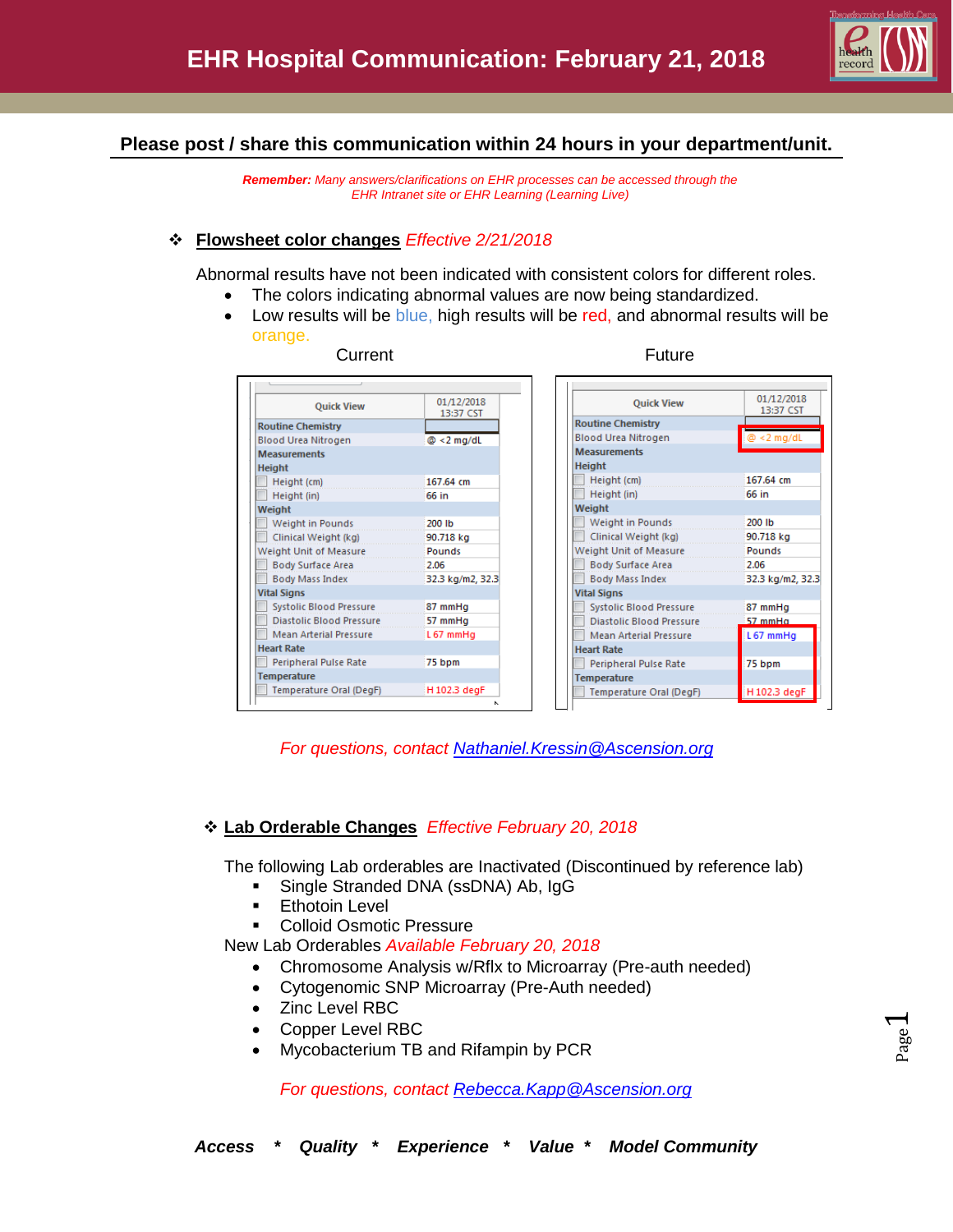# EHR Hospital Communication: February 21, 2018

**Please post / share this communication within 24 hours in your department/unit.**

***Remember:*** *Many answers/clarifications on EHR processes can be accessed through the EHR Intranet site or EHR Learning (Learning Live)*

## ❖ Flowsheet color changes *Effective 2/21/2018*

Abnormal results have not been indicated with consistent colors for different roles.

- The colors indicating abnormal values are now being standardized.
- Low results will be blue, high results will be red, and abnormal results will be orange.

Current

| Quick View | 01/12/2018 13:37 CST |
|---|---|
| Routine Chemistry | |
| Blood Urea Nitrogen | @ <2 mg/dL |
| Measurements | |
| Height | |
| Height (cm) | 167.64 cm |
| Height (in) | 66 in |
| Weight | |
| Weight in Pounds | 200 lb |
| Clinical Weight (kg) | 90.718 kg |
| Weight Unit of Measure | Pounds |
| Body Surface Area | 2.06 |
| Body Mass Index | 32.3 kg/m2, 32.3 |
| Vital Signs | |
| Systolic Blood Pressure | 87 mmHg |
| Diastolic Blood Pressure | 57 mmHg |
| Mean Arterial Pressure | L 67 mmHg |
| Heart Rate | |
| Peripheral Pulse Rate | 75 bpm |
| Temperature | |
| Temperature Oral (DegF) | H 102.3 degF |

Future

| Quick View | 01/12/2018 13:37 CST |
|---|---|
| Routine Chemistry | |
| Blood Urea Nitrogen | @ <2 mg/dL |
| Measurements | |
| Height | |
| Height (cm) | 167.64 cm |
| Height (in) | 66 in |
| Weight | |
| Weight in Pounds | 200 lb |
| Clinical Weight (kg) | 90.718 kg |
| Weight Unit of Measure | Pounds |
| Body Surface Area | 2.06 |
| Body Mass Index | 32.3 kg/m2, 32.3 |
| Vital Signs | |
| Systolic Blood Pressure | 87 mmHg |
| Diastolic Blood Pressure | 57 mmHg |
| Mean Arterial Pressure | L 67 mmHg |
| Heart Rate | |
| Peripheral Pulse Rate | 75 bpm |
| Temperature | |
| Temperature Oral (DegF) | H 102.3 degF |

*For questions, contact Nathaniel.Kressin@Ascension.org*

## ❖ Lab Orderable Changes *Effective February 20, 2018*

The following Lab orderables are Inactivated (Discontinued by reference lab)

- Single Stranded DNA (ssDNA) Ab, IgG
- Ethotoin Level
- Colloid Osmotic Pressure

New Lab Orderables *Available February 20, 2018*

- Chromosome Analysis w/Rflx to Microarray (Pre-auth needed)
- Cytogenomic SNP Microarray (Pre-Auth needed)
- Zinc Level RBC
- Copper Level RBC
- Mycobacterium TB and Rifampin by PCR

*For questions, contact Rebecca.Kapp@Ascension.org*

***Access * Quality * Experience * Value * Model Community***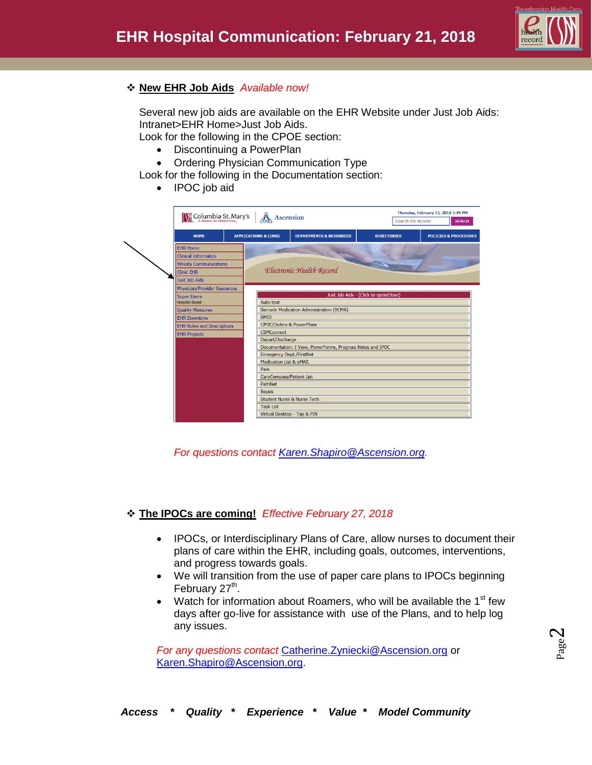# EHR Hospital Communication: February 21, 2018

❖ **New EHR Job Aids** *Available now!*

Several new job aids are available on the EHR Website under Just Job Aids: Intranet>EHR Home>Just Job Aids.
Look for the following in the CPOE section:

- Discontinuing a PowerPlan
- Ordering Physician Communication Type

Look for the following in the Documentation section:

- IPOC job aid

*For questions contact Karen.Shapiro@Ascension.org.*

❖ **The IPOCs are coming!** *Effective February 27, 2018*

- IPOCs, or Interdisciplinary Plans of Care, allow nurses to document their plans of care within the EHR, including goals, outcomes, interventions, and progress towards goals.
- We will transition from the use of paper care plans to IPOCs beginning February 27th.
- Watch for information about Roamers, who will be available the 1st few days after go-live for assistance with use of the Plans, and to help log any issues.

*For any questions contact* Catherine.Zyniecki@Ascension.org or Karen.Shapiro@Ascension.org.

***Access * Quality * Experience * Value * Model Community***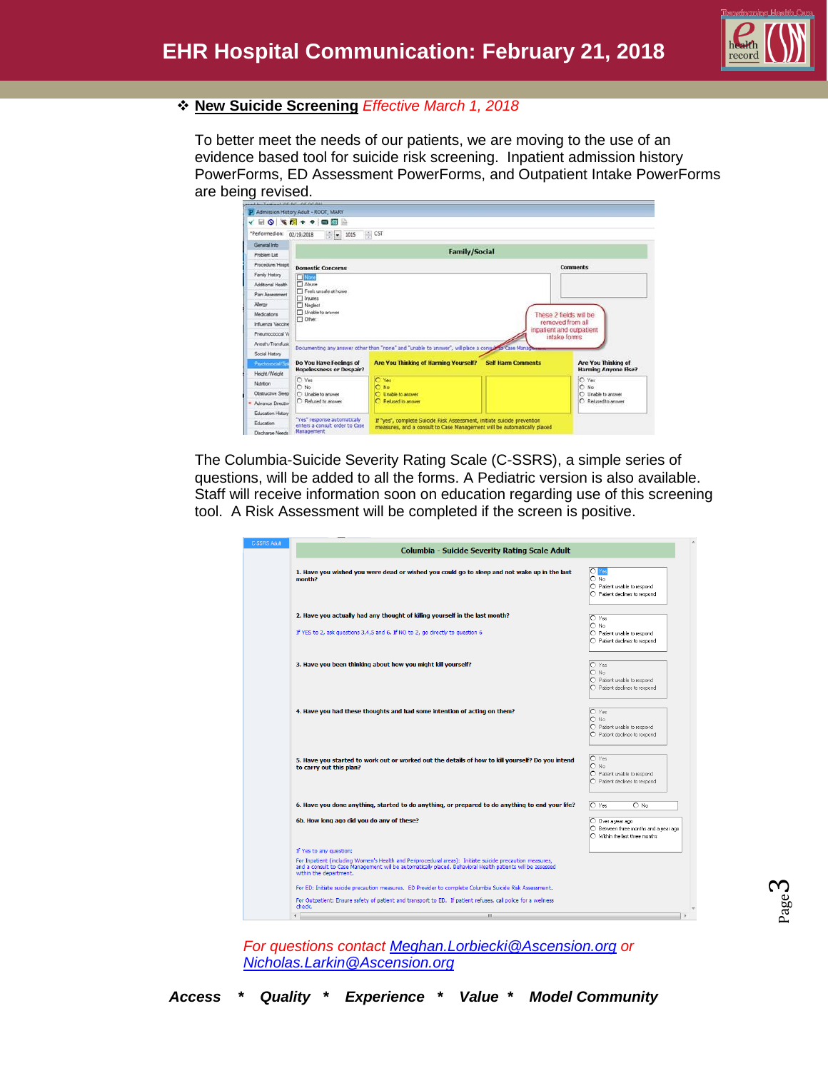# EHR Hospital Communication: February 21, 2018

❖ **New Suicide Screening** *Effective March 1, 2018*

To better meet the needs of our patients, we are moving to the use of an evidence based tool for suicide risk screening. Inpatient admission history PowerForms, ED Assessment PowerForms, and Outpatient Intake PowerForms are being revised.

The Columbia-Suicide Severity Rating Scale (C-SSRS), a simple series of questions, will be added to all the forms. A Pediatric version is also available. Staff will receive information soon on education regarding use of this screening tool. A Risk Assessment will be completed if the screen is positive.

*For questions contact Meghan.Lorbiecki@Ascension.org or Nicholas.Larkin@Ascension.org*

***Access * Quality * Experience * Value * Model Community***